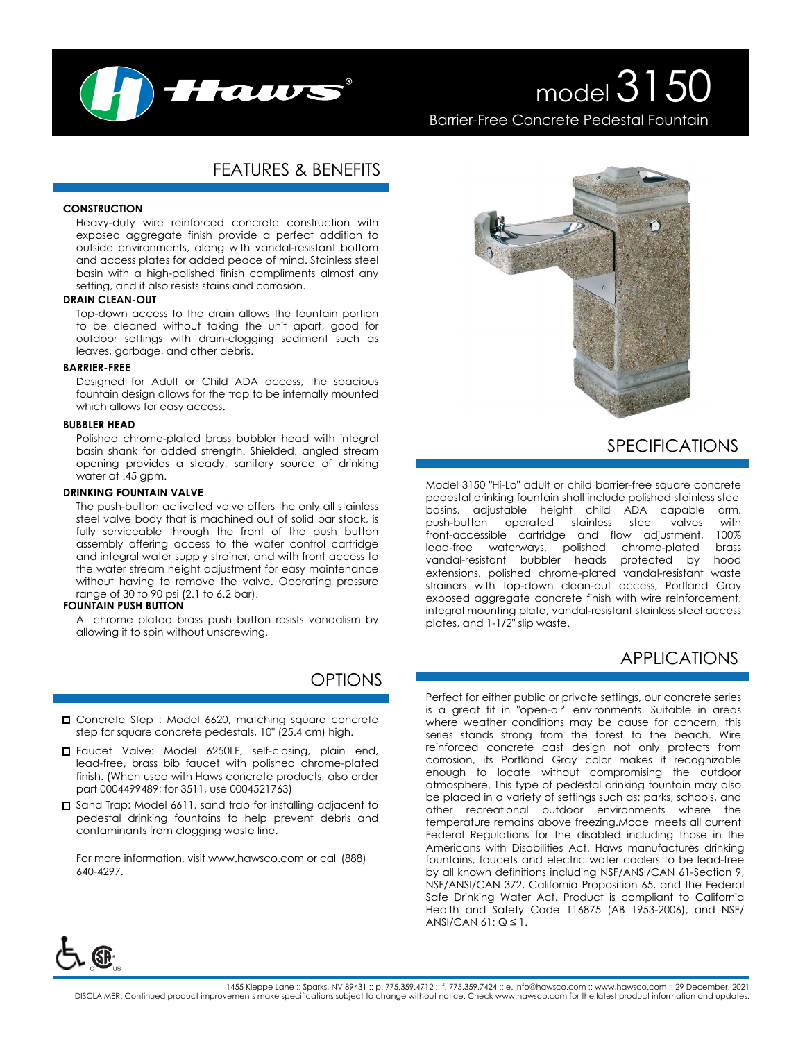# model 3150

Barrier-Free Concrete Pedestal Fountain

## FEATURES & BENEFITS

**CONSTRUCTION**

Heavy-duty wire reinforced concrete construction with exposed aggregate finish provide a perfect addition to outside environments, along with vandal-resistant bottom and access plates for added peace of mind. Stainless steel basin with a high-polished finish compliments almost any setting, and it also resists stains and corrosion.

**DRAIN CLEAN-OUT**

Top-down access to the drain allows the fountain portion to be cleaned without taking the unit apart, good for outdoor settings with drain-clogging sediment such as leaves, garbage, and other debris.

**BARRIER-FREE**

Designed for Adult or Child ADA access, the spacious fountain design allows for the trap to be internally mounted which allows for easy access.

**BUBBLER HEAD**

Polished chrome-plated brass bubbler head with integral basin shank for added strength. Shielded, angled stream opening provides a steady, sanitary source of drinking water at .45 gpm.

**DRINKING FOUNTAIN VALVE**

The push-button activated valve offers the only all stainless steel valve body that is machined out of solid bar stock, is fully serviceable through the front of the push button assembly offering access to the water control cartridge and integral water supply strainer, and with front access to the water stream height adjustment for easy maintenance without having to remove the valve. Operating pressure range of 30 to 90 psi (2.1 to 6.2 bar).

**FOUNTAIN PUSH BUTTON**

All chrome plated brass push button resists vandalism by allowing it to spin without unscrewing.

## OPTIONS

- ☐ Concrete Step : Model 6620, matching square concrete step for square concrete pedestals, 10" (25.4 cm) high.
- ☐ Faucet Valve: Model 6250LF, self-closing, plain end, lead-free, brass bib faucet with polished chrome-plated finish. (When used with Haws concrete products, also order part 0004499489; for 3511, use 0004521763)
- ☐ Sand Trap: Model 6611, sand trap for installing adjacent to pedestal drinking fountains to help prevent debris and contaminants from clogging waste line.

For more information, visit www.hawsco.com or call (888) 640-4297.

## SPECIFICATIONS

Model 3150 "Hi-Lo" adult or child barrier-free square concrete pedestal drinking fountain shall include polished stainless steel basins, adjustable height child ADA capable arm, push-button operated stainless steel valves with front-accessible cartridge and flow adjustment, 100% lead-free waterways, polished chrome-plated brass vandal-resistant bubbler heads protected by hood extensions, polished chrome-plated vandal-resistant waste strainers with top-down clean-out access, Portland Gray exposed aggregate concrete finish with wire reinforcement, integral mounting plate, vandal-resistant stainless steel access plates, and 1-1/2" slip waste.

## APPLICATIONS

Perfect for either public or private settings, our concrete series is a great fit in "open-air" environments. Suitable in areas where weather conditions may be cause for concern, this series stands strong from the forest to the beach. Wire reinforced concrete cast design not only protects from corrosion, its Portland Gray color makes it recognizable enough to locate without compromising the outdoor atmosphere. This type of pedestal drinking fountain may also be placed in a variety of settings such as: parks, schools, and other recreational outdoor environments where the temperature remains above freezing.Model meets all current Federal Regulations for the disabled including those in the Americans with Disabilities Act. Haws manufactures drinking fountains, faucets and electric water coolers to be lead-free by all known definitions including NSF/ANSI/CAN 61-Section 9, NSF/ANSI/CAN 372, California Proposition 65, and the Federal Safe Drinking Water Act. Product is compliant to California Health and Safety Code 116875 (AB 1953-2006), and NSF/ANSI/CAN 61: Q ≤ 1.

1455 Kleppe Lane :: Sparks, NV 89431 :: p. 775.359.4712 :: f. 775.359.7424 :: e. info@hawsco.com :: www.hawsco.com :: 29 December, 2021

DISCLAIMER: Continued product improvements make specifications subject to change without notice. Check www.hawsco.com for the latest product information and updates.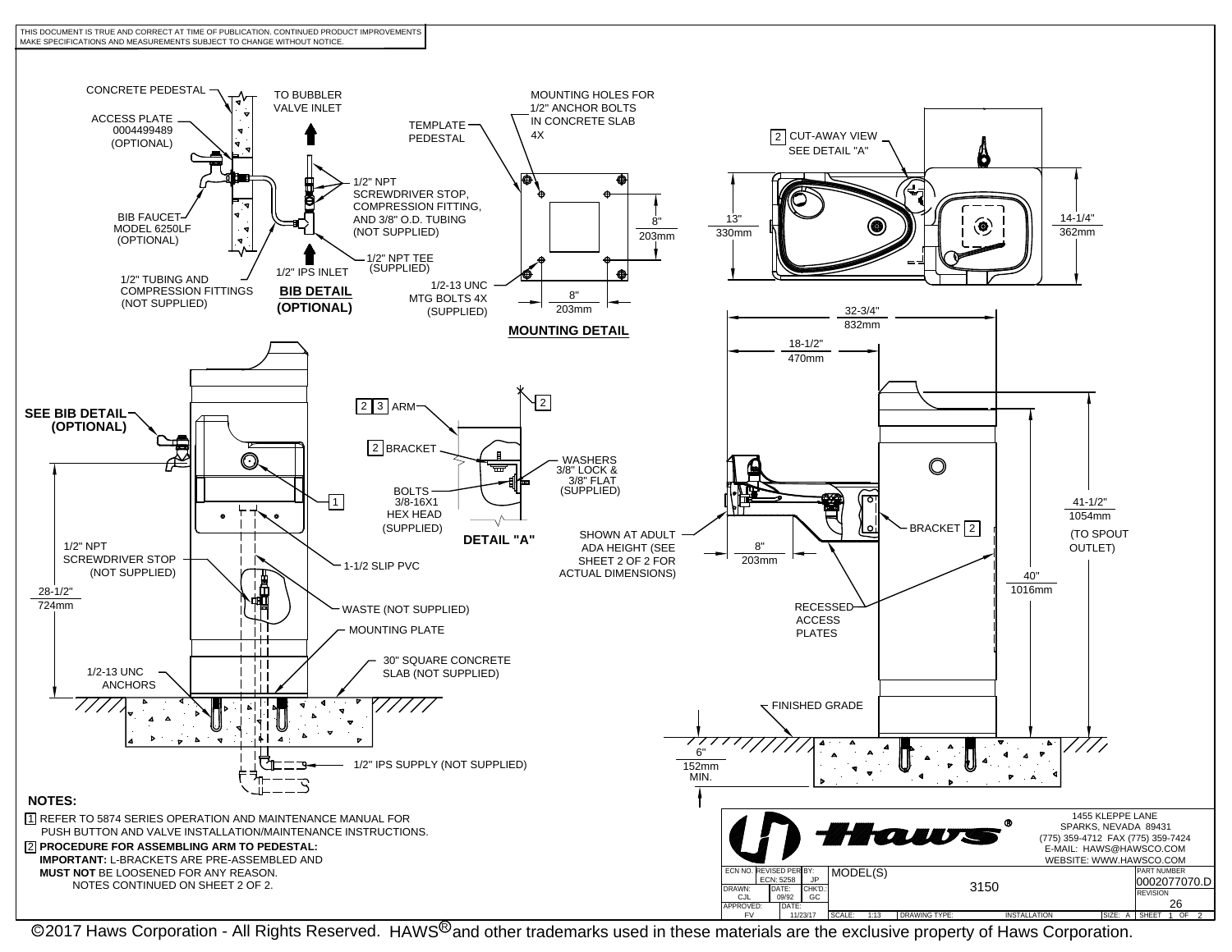THIS DOCUMENT IS TRUE AND CORRECT AT TIME OF PUBLICATION. CONTINUED PRODUCT IMPROVEMENTS MAKE SPECIFICATIONS AND MEASUREMENTS SUBJECT TO CHANGE WITHOUT NOTICE.

## BIB DETAIL (OPTIONAL)

- CONCRETE PEDESTAL
- ACCESS PLATE 0004499489 (OPTIONAL)
- BIB FAUCET MODEL 6250LF (OPTIONAL)
- 1/2" TUBING AND COMPRESSION FITTINGS (NOT SUPPLIED)
- TO BUBBLER VALVE INLET
- 1/2" NPT SCREWDRIVER STOP, COMPRESSION FITTING, AND 3/8" O.D. TUBING (NOT SUPPLIED)
- 1/2" NPT TEE (SUPPLIED)
- 1/2" IPS INLET

## MOUNTING DETAIL

- TEMPLATE PEDESTAL
- MOUNTING HOLES FOR 1/2" ANCHOR BOLTS IN CONCRETE SLAB 4X
- 1/2-13 UNC MTG BOLTS 4X (SUPPLIED)
- 8" / 203mm
- 8" / 203mm

## Plan View

- 2 CUT-AWAY VIEW SEE DETAIL "A"
- 13" / 330mm
- 14-1/4" / 362mm

## DETAIL "A"

- 2 3 ARM
- 2 BRACKET
- BOLTS 3/8-16X1 HEX HEAD (SUPPLIED)
- WASHERS 3/8" LOCK & 3/8" FLAT (SUPPLIED)

## Elevation Views

- SEE BIB DETAIL (OPTIONAL)
- 1
- 1-1/2 SLIP PVC
- 1/2" NPT SCREWDRIVER STOP (NOT SUPPLIED)
- WASTE (NOT SUPPLIED)
- MOUNTING PLATE
- 28-1/2" / 724mm
- 1/2-13 UNC ANCHORS
- 30" SQUARE CONCRETE SLAB (NOT SUPPLIED)
- 1/2" IPS SUPPLY (NOT SUPPLIED)
- 32-3/4" / 832mm
- 18-1/2" / 470mm
- SHOWN AT ADULT ADA HEIGHT (SEE SHEET 2 OF 2 FOR ACTUAL DIMENSIONS)
- 8" / 203mm
- BRACKET 2
- 41-1/2" / 1054mm (TO SPOUT OUTLET)
- 40" / 1016mm
- RECESSED ACCESS PLATES
- FINISHED GRADE
- 6" / 152mm MIN.

## NOTES:

1. REFER TO 5874 SERIES OPERATION AND MAINTENANCE MANUAL FOR PUSH BUTTON AND VALVE INSTALLATION/MAINTENANCE INSTRUCTIONS.
2. **PROCEDURE FOR ASSEMBLING ARM TO PEDESTAL:**
   **IMPORTANT:** L-BRACKETS ARE PRE-ASSEMBLED AND **MUST NOT** BE LOOSENED FOR ANY REASON.
   NOTES CONTINUED ON SHEET 2 OF 2.

Haws®
1455 KLEPPE LANE
SPARKS, NEVADA 89431
(775) 359-4712 FAX (775) 359-7424
E-MAIL: HAWS@HAWSCO.COM
WEBSITE: WWW.HAWSCO.COM

| ECN NO. | REVISED PER: ECN: 5258 | BY: JP | MODEL(S) | 3150 | PART NUMBER 0002077070.D |
|---|---|---|---|---|---|
| DRAWN: CJL | DATE: 09/92 | CHK'D.: GC | | | REVISION 26 |
| APPROVED: FV | DATE: 11/23/17 | | SCALE: 1:13 | DRAWING TYPE: INSTALLATION | SIZE: A SHEET 1 OF 2 |

©2017 Haws Corporation - All Rights Reserved. HAWS® and other trademarks used in these materials are the exclusive property of Haws Corporation.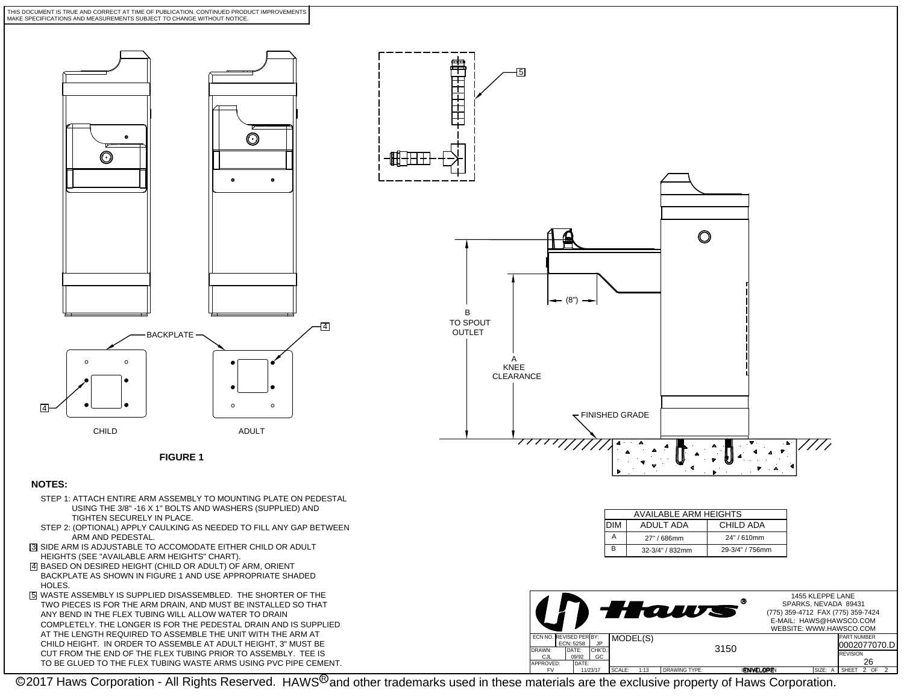THIS DOCUMENT IS TRUE AND CORRECT AT TIME OF PUBLICATION. CONTINUED PRODUCT IMPROVEMENTS MAKE SPECIFICATIONS AND MEASUREMENTS SUBJECT TO CHANGE WITHOUT NOTICE.

5

BACKPLATE

4

4

CHILD

ADULT

**FIGURE 1**

B
TO SPOUT
OUTLET

A
KNEE
CLEARANCE

(8")

FINISHED GRADE

| AVAILABLE ARM HEIGHTS | | |
|---|---|---|
| DIM | ADULT ADA | CHILD ADA |
| A | 27" / 686mm | 24" / 610mm |
| B | 32-3/4" / 832mm | 29-3/4" / 756mm |

**NOTES:**

STEP 1: ATTACH ENTIRE ARM ASSEMBLY TO MOUNTING PLATE ON PEDESTAL USING THE 3/8" -16 X 1" BOLTS AND WASHERS (SUPPLIED) AND TIGHTEN SECURELY IN PLACE.

STEP 2: (OPTIONAL) APPLY CAULKING AS NEEDED TO FILL ANY GAP BETWEEN ARM AND PEDESTAL.

3 SIDE ARM IS ADJUSTABLE TO ACCOMODATE EITHER CHILD OR ADULT HEIGHTS (SEE "AVAILABLE ARM HEIGHTS" CHART).

4 BASED ON DESIRED HEIGHT (CHILD OR ADULT) OF ARM, ORIENT BACKPLATE AS SHOWN IN FIGURE 1 AND USE APPROPRIATE SHADED HOLES.

5 WASTE ASSEMBLY IS SUPPLIED DISASSEMBLED. THE SHORTER OF THE TWO PIECES IS FOR THE ARM DRAIN, AND MUST BE INSTALLED SO THAT ANY BEND IN THE FLEX TUBING WILL ALLOW WATER TO DRAIN COMPLETELY. THE LONGER IS FOR THE PEDESTAL DRAIN AND IS SUPPLIED AT THE LENGTH REQUIRED TO ASSEMBLE THE UNIT WITH THE ARM AT CHILD HEIGHT. IN ORDER TO ASSEMBLE AT ADULT HEIGHT, 3" MUST BE CUT FROM THE END OF THE FLEX TUBING PRIOR TO ASSEMBLY. TEE IS TO BE GLUED TO THE FLEX TUBING WASTE ARMS USING PVC PIPE CEMENT.

Haws®

1455 KLEPPE LANE
SPARKS, NEVADA 89431
(775) 359-4712 FAX (775) 359-7424
E-MAIL: HAWS@HAWSCO.COM
WEBSITE: WWW.HAWSCO.COM

| | | | | |
|---|---|---|---|---|
| ECN NO. | REVISED PER ECN: 5258 | BY: JP | MODEL(S) 3150 | PART NUMBER 0002077070.D |
| DRAWN: CJL | DATE: 09/92 | CHK'D.: GC | | REVISION 26 |
| APPROVED: FV | DATE: 11/23/17 | SCALE: 1:13 | DRAWING TYPE: ENVELOPE | SIZE: A SHEET 2 OF 2 |

©2017 Haws Corporation - All Rights Reserved. HAWS® and other trademarks used in these materials are the exclusive property of Haws Corporation.